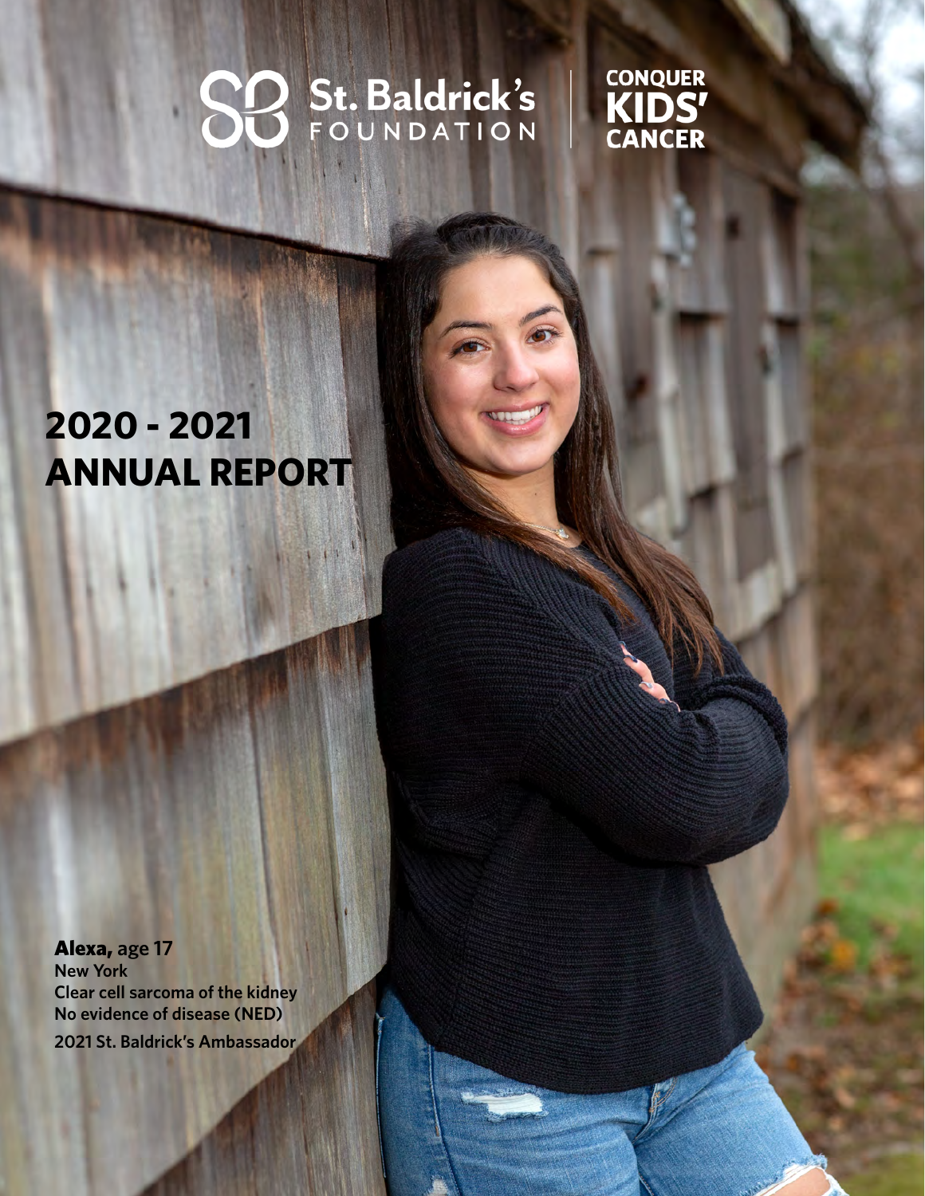St. Baldrick's FOUNDATION

CONQUER KIDS' CANCER

# 2020 - 2021 ANNUAL REPORT

**Alexa,** age 17
**New York**
**Clear cell sarcoma of the kidney**
**No evidence of disease (NED)**
**2021 St. Baldrick's Ambassador**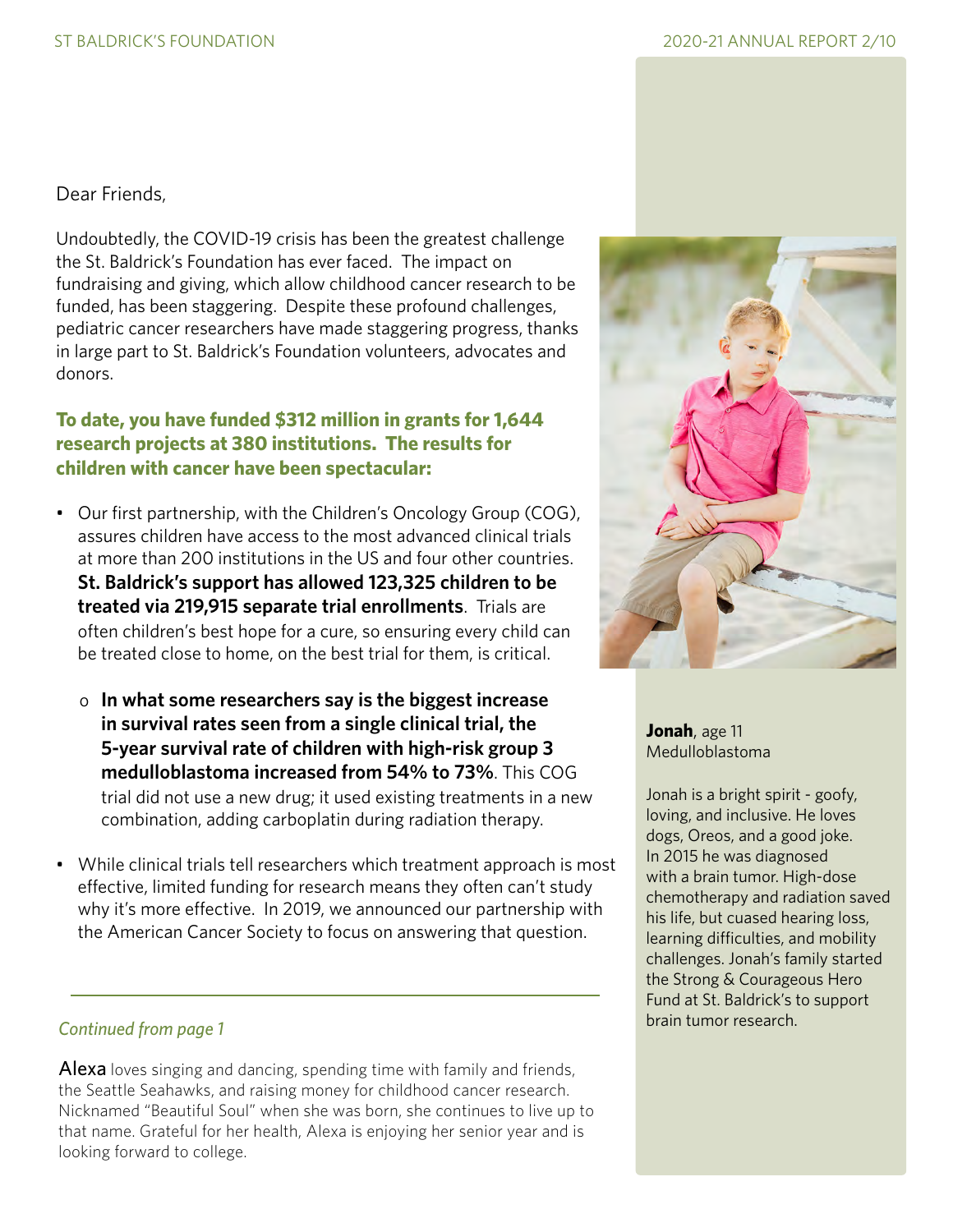Dear Friends,

Undoubtedly, the COVID-19 crisis has been the greatest challenge the St. Baldrick's Foundation has ever faced. The impact on fundraising and giving, which allow childhood cancer research to be funded, has been staggering. Despite these profound challenges, pediatric cancer researchers have made staggering progress, thanks in large part to St. Baldrick's Foundation volunteers, advocates and donors.

**To date, you have funded $312 million in grants for 1,644 research projects at 380 institutions. The results for children with cancer have been spectacular:**

- Our first partnership, with the Children's Oncology Group (COG), assures children have access to the most advanced clinical trials at more than 200 institutions in the US and four other countries. **St. Baldrick's support has allowed 123,325 children to be treated via 219,915 separate trial enrollments**. Trials are often children's best hope for a cure, so ensuring every child can be treated close to home, on the best trial for them, is critical.
  - **In what some researchers say is the biggest increase in survival rates seen from a single clinical trial, the 5-year survival rate of children with high-risk group 3 medulloblastoma increased from 54% to 73%**. This COG trial did not use a new drug; it used existing treatments in a new combination, adding carboplatin during radiation therapy.
- While clinical trials tell researchers which treatment approach is most effective, limited funding for research means they often can't study why it's more effective. In 2019, we announced our partnership with the American Cancer Society to focus on answering that question.

---

*Continued from page 1*

Alexa loves singing and dancing, spending time with family and friends, the Seattle Seahawks, and raising money for childhood cancer research. Nicknamed "Beautiful Soul" when she was born, she continues to live up to that name. Grateful for her health, Alexa is enjoying her senior year and is looking forward to college.

**Jonah**, age 11
Medulloblastoma

Jonah is a bright spirit - goofy, loving, and inclusive. He loves dogs, Oreos, and a good joke. In 2015 he was diagnosed with a brain tumor. High-dose chemotherapy and radiation saved his life, but cuased hearing loss, learning difficulties, and mobility challenges. Jonah's family started the Strong & Courageous Hero Fund at St. Baldrick's to support brain tumor research.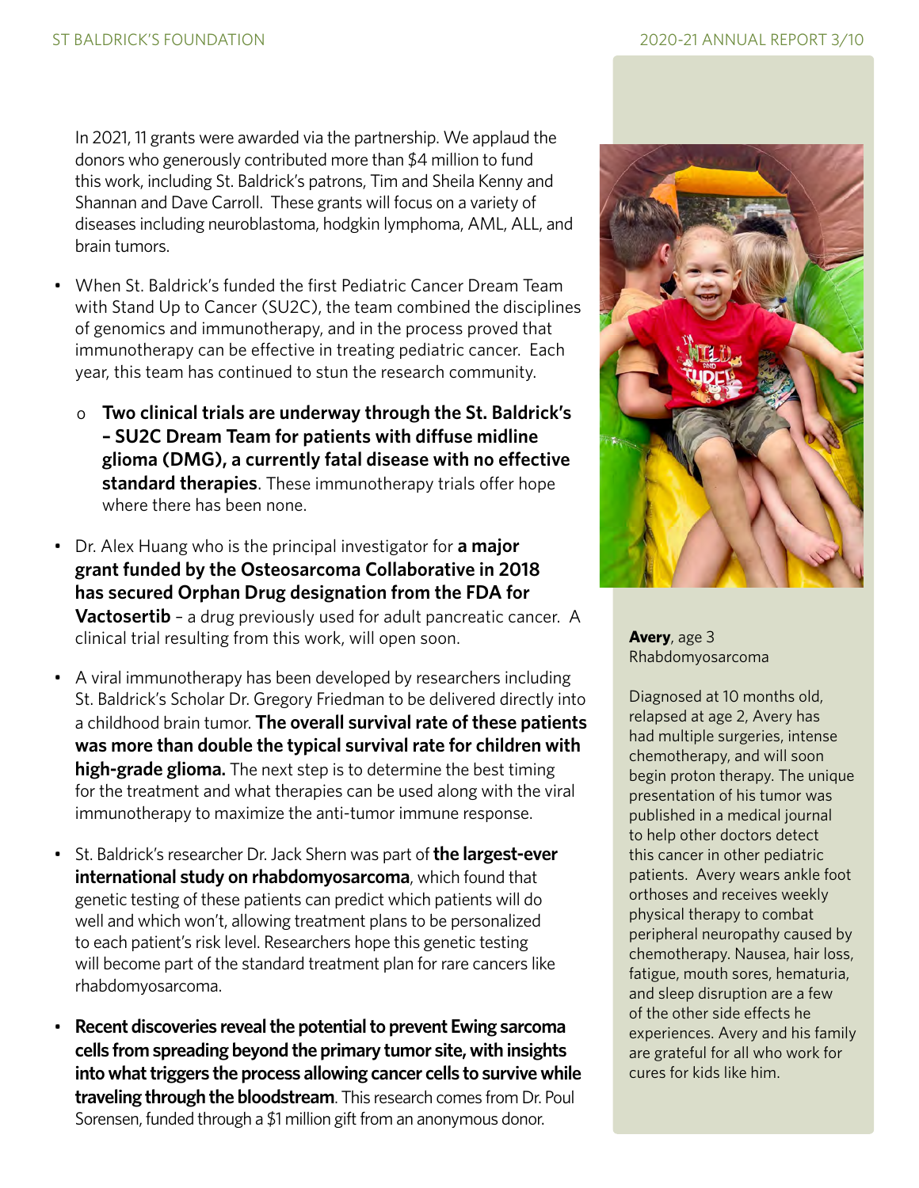In 2021, 11 grants were awarded via the partnership. We applaud the donors who generously contributed more than $4 million to fund this work, including St. Baldrick's patrons, Tim and Sheila Kenny and Shannan and Dave Carroll. These grants will focus on a variety of diseases including neuroblastoma, hodgkin lymphoma, AML, ALL, and brain tumors.

- When St. Baldrick's funded the first Pediatric Cancer Dream Team with Stand Up to Cancer (SU2C), the team combined the disciplines of genomics and immunotherapy, and in the process proved that immunotherapy can be effective in treating pediatric cancer. Each year, this team has continued to stun the research community.
  - **Two clinical trials are underway through the St. Baldrick's – SU2C Dream Team for patients with diffuse midline glioma (DMG), a currently fatal disease with no effective standard therapies**. These immunotherapy trials offer hope where there has been none.
- Dr. Alex Huang who is the principal investigator for **a major grant funded by the Osteosarcoma Collaborative in 2018 has secured Orphan Drug designation from the FDA for Vactosertib** – a drug previously used for adult pancreatic cancer. A clinical trial resulting from this work, will open soon.
- A viral immunotherapy has been developed by researchers including St. Baldrick's Scholar Dr. Gregory Friedman to be delivered directly into a childhood brain tumor. **The overall survival rate of these patients was more than double the typical survival rate for children with high-grade glioma.** The next step is to determine the best timing for the treatment and what therapies can be used along with the viral immunotherapy to maximize the anti-tumor immune response.
- St. Baldrick's researcher Dr. Jack Shern was part of **the largest-ever international study on rhabdomyosarcoma**, which found that genetic testing of these patients can predict which patients will do well and which won't, allowing treatment plans to be personalized to each patient's risk level. Researchers hope this genetic testing will become part of the standard treatment plan for rare cancers like rhabdomyosarcoma.
- **Recent discoveries reveal the potential to prevent Ewing sarcoma cells from spreading beyond the primary tumor site, with insights into what triggers the process allowing cancer cells to survive while traveling through the bloodstream**. This research comes from Dr. Poul Sorensen, funded through a $1 million gift from an anonymous donor.

**Avery**, age 3
Rhabdomyosarcoma

Diagnosed at 10 months old, relapsed at age 2, Avery has had multiple surgeries, intense chemotherapy, and will soon begin proton therapy. The unique presentation of his tumor was published in a medical journal to help other doctors detect this cancer in other pediatric patients. Avery wears ankle foot orthoses and receives weekly physical therapy to combat peripheral neuropathy caused by chemotherapy. Nausea, hair loss, fatigue, mouth sores, hematuria, and sleep disruption are a few of the other side effects he experiences. Avery and his family are grateful for all who work for cures for kids like him.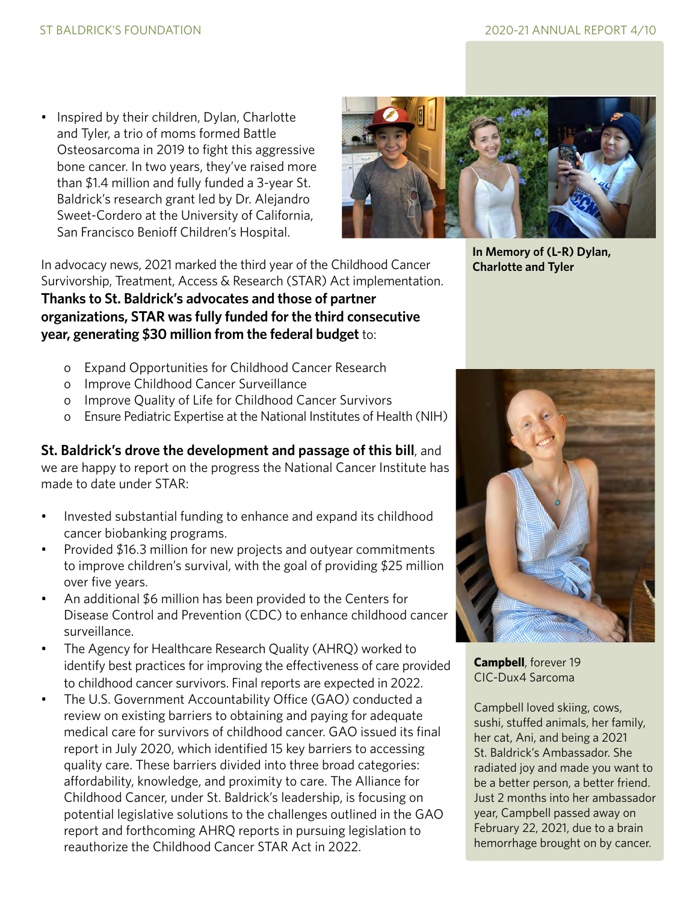- Inspired by their children, Dylan, Charlotte and Tyler, a trio of moms formed Battle Osteosarcoma in 2019 to fight this aggressive bone cancer. In two years, they've raised more than $1.4 million and fully funded a 3-year St. Baldrick's research grant led by Dr. Alejandro Sweet-Cordero at the University of California, San Francisco Benioff Children's Hospital.

**In Memory of (L-R) Dylan, Charlotte and Tyler**

In advocacy news, 2021 marked the third year of the Childhood Cancer Survivorship, Treatment, Access & Research (STAR) Act implementation. **Thanks to St. Baldrick's advocates and those of partner organizations, STAR was fully funded for the third consecutive year, generating $30 million from the federal budget** to:

- Expand Opportunities for Childhood Cancer Research
- Improve Childhood Cancer Surveillance
- Improve Quality of Life for Childhood Cancer Survivors
- Ensure Pediatric Expertise at the National Institutes of Health (NIH)

**St. Baldrick's drove the development and passage of this bill**, and we are happy to report on the progress the National Cancer Institute has made to date under STAR:

- Invested substantial funding to enhance and expand its childhood cancer biobanking programs.
- Provided $16.3 million for new projects and outyear commitments to improve children's survival, with the goal of providing $25 million over five years.
- An additional $6 million has been provided to the Centers for Disease Control and Prevention (CDC) to enhance childhood cancer surveillance.
- The Agency for Healthcare Research Quality (AHRQ) worked to identify best practices for improving the effectiveness of care provided to childhood cancer survivors. Final reports are expected in 2022.
- The U.S. Government Accountability Office (GAO) conducted a review on existing barriers to obtaining and paying for adequate medical care for survivors of childhood cancer. GAO issued its final report in July 2020, which identified 15 key barriers to accessing quality care. These barriers divided into three broad categories: affordability, knowledge, and proximity to care. The Alliance for Childhood Cancer, under St. Baldrick's leadership, is focusing on potential legislative solutions to the challenges outlined in the GAO report and forthcoming AHRQ reports in pursuing legislation to reauthorize the Childhood Cancer STAR Act in 2022.

**Campbell**, forever 19
CIC-Dux4 Sarcoma

Campbell loved skiing, cows, sushi, stuffed animals, her family, her cat, Ani, and being a 2021 St. Baldrick's Ambassador. She radiated joy and made you want to be a better person, a better friend. Just 2 months into her ambassador year, Campbell passed away on February 22, 2021, due to a brain hemorrhage brought on by cancer.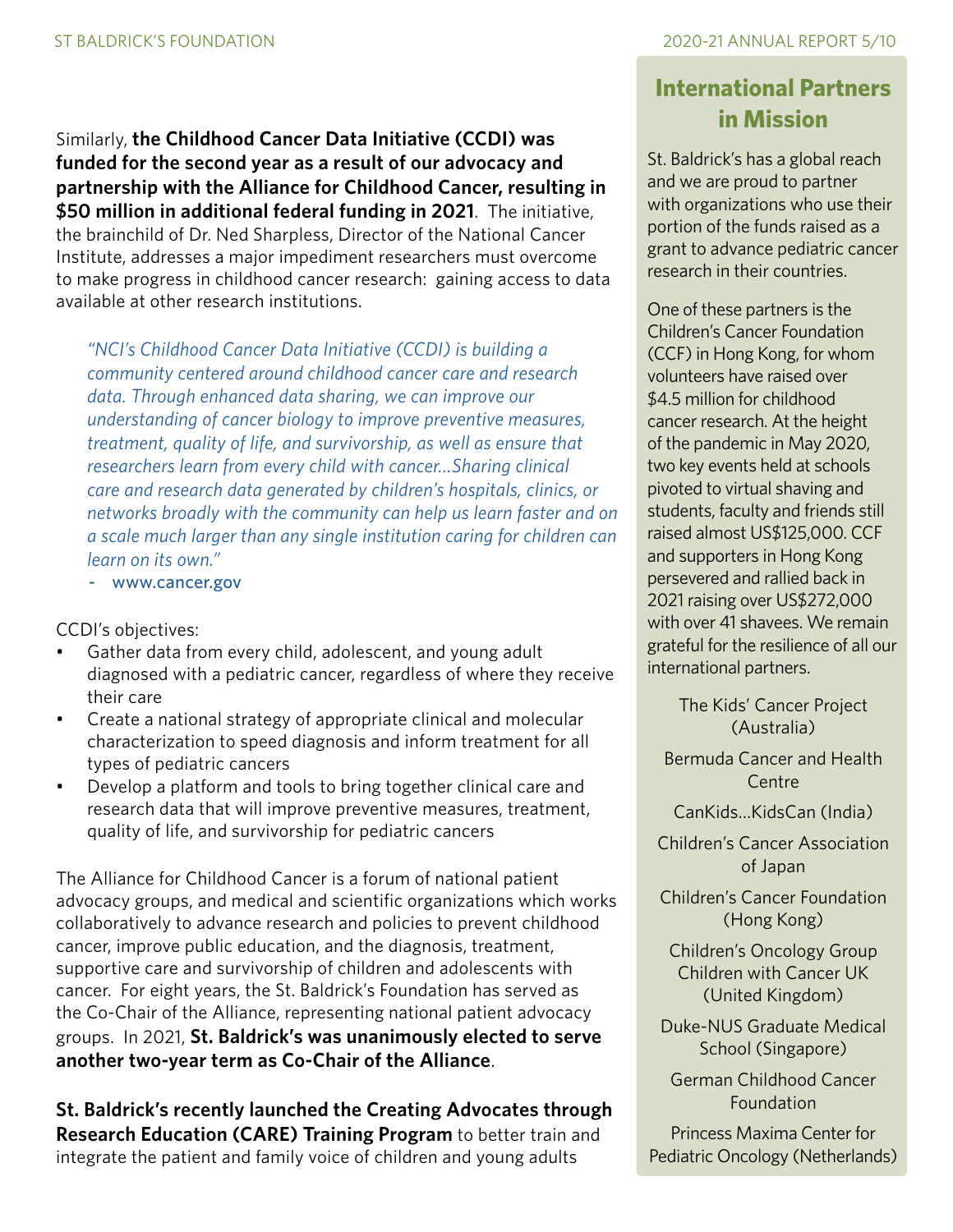Similarly, **the Childhood Cancer Data Initiative (CCDI) was funded for the second year as a result of our advocacy and partnership with the Alliance for Childhood Cancer, resulting in $50 million in additional federal funding in 2021**. The initiative, the brainchild of Dr. Ned Sharpless, Director of the National Cancer Institute, addresses a major impediment researchers must overcome to make progress in childhood cancer research: gaining access to data available at other research institutions.

> *"NCI's Childhood Cancer Data Initiative (CCDI) is building a community centered around childhood cancer care and research data. Through enhanced data sharing, we can improve our understanding of cancer biology to improve preventive measures, treatment, quality of life, and survivorship, as well as ensure that researchers learn from every child with cancer...Sharing clinical care and research data generated by children's hospitals, clinics, or networks broadly with the community can help us learn faster and on a scale much larger than any single institution caring for children can learn on its own."*
>
> - www.cancer.gov

CCDI's objectives:

- Gather data from every child, adolescent, and young adult diagnosed with a pediatric cancer, regardless of where they receive their care
- Create a national strategy of appropriate clinical and molecular characterization to speed diagnosis and inform treatment for all types of pediatric cancers
- Develop a platform and tools to bring together clinical care and research data that will improve preventive measures, treatment, quality of life, and survivorship for pediatric cancers

The Alliance for Childhood Cancer is a forum of national patient advocacy groups, and medical and scientific organizations which works collaboratively to advance research and policies to prevent childhood cancer, improve public education, and the diagnosis, treatment, supportive care and survivorship of children and adolescents with cancer. For eight years, the St. Baldrick's Foundation has served as the Co-Chair of the Alliance, representing national patient advocacy groups. In 2021, **St. Baldrick's was unanimously elected to serve another two-year term as Co-Chair of the Alliance**.

**St. Baldrick's recently launched the Creating Advocates through Research Education (CARE) Training Program** to better train and integrate the patient and family voice of children and young adults

## International Partners in Mission

St. Baldrick's has a global reach and we are proud to partner with organizations who use their portion of the funds raised as a grant to advance pediatric cancer research in their countries.

One of these partners is the Children's Cancer Foundation (CCF) in Hong Kong, for whom volunteers have raised over $4.5 million for childhood cancer research. At the height of the pandemic in May 2020, two key events held at schools pivoted to virtual shaving and students, faculty and friends still raised almost US$125,000. CCF and supporters in Hong Kong persevered and rallied back in 2021 raising over US$272,000 with over 41 shavees. We remain grateful for the resilience of all our international partners.

- The Kids' Cancer Project (Australia)
- Bermuda Cancer and Health Centre
- CanKids...KidsCan (India)
- Children's Cancer Association of Japan
- Children's Cancer Foundation (Hong Kong)
- Children's Oncology Group
- Children with Cancer UK (United Kingdom)
- Duke-NUS Graduate Medical School (Singapore)
- German Childhood Cancer Foundation
- Princess Maxima Center for Pediatric Oncology (Netherlands)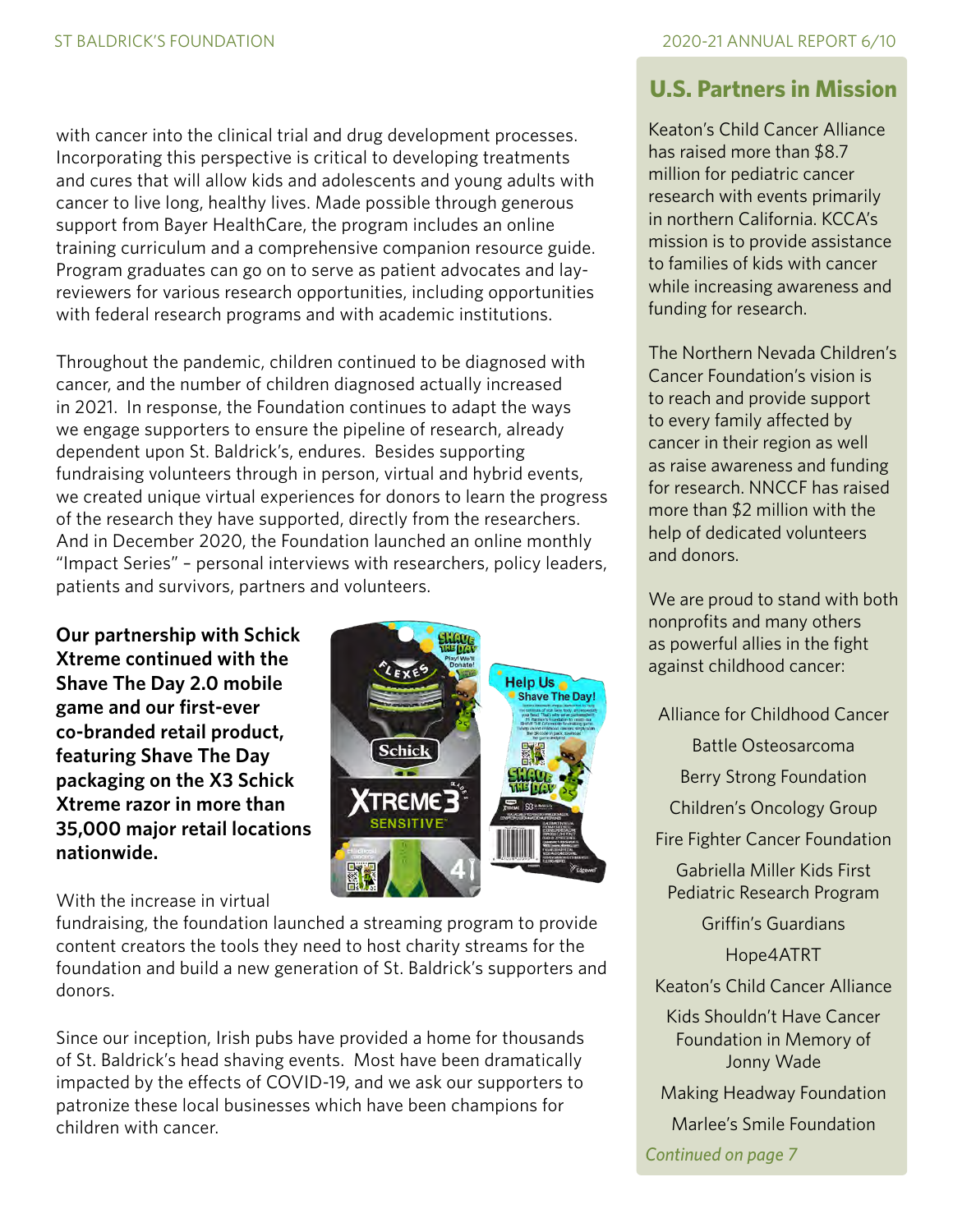with cancer into the clinical trial and drug development processes. Incorporating this perspective is critical to developing treatments and cures that will allow kids and adolescents and young adults with cancer to live long, healthy lives. Made possible through generous support from Bayer HealthCare, the program includes an online training curriculum and a comprehensive companion resource guide. Program graduates can go on to serve as patient advocates and lay-reviewers for various research opportunities, including opportunities with federal research programs and with academic institutions.

Throughout the pandemic, children continued to be diagnosed with cancer, and the number of children diagnosed actually increased in 2021. In response, the Foundation continues to adapt the ways we engage supporters to ensure the pipeline of research, already dependent upon St. Baldrick's, endures. Besides supporting fundraising volunteers through in person, virtual and hybrid events, we created unique virtual experiences for donors to learn the progress of the research they have supported, directly from the researchers. And in December 2020, the Foundation launched an online monthly "Impact Series" – personal interviews with researchers, policy leaders, patients and survivors, partners and volunteers.

**Our partnership with Schick Xtreme continued with the Shave The Day 2.0 mobile game and our first-ever co-branded retail product, featuring Shave The Day packaging on the X3 Schick Xtreme razor in more than 35,000 major retail locations nationwide.**

With the increase in virtual fundraising, the foundation launched a streaming program to provide content creators the tools they need to host charity streams for the foundation and build a new generation of St. Baldrick's supporters and donors.

Since our inception, Irish pubs have provided a home for thousands of St. Baldrick's head shaving events. Most have been dramatically impacted by the effects of COVID-19, and we ask our supporters to patronize these local businesses which have been champions for children with cancer.

## U.S. Partners in Mission

Keaton's Child Cancer Alliance has raised more than $8.7 million for pediatric cancer research with events primarily in northern California. KCCA's mission is to provide assistance to families of kids with cancer while increasing awareness and funding for research.

The Northern Nevada Children's Cancer Foundation's vision is to reach and provide support to every family affected by cancer in their region as well as raise awareness and funding for research. NNCCF has raised more than $2 million with the help of dedicated volunteers and donors.

We are proud to stand with both nonprofits and many others as powerful allies in the fight against childhood cancer:

- Alliance for Childhood Cancer
- Battle Osteosarcoma
- Berry Strong Foundation
- Children's Oncology Group
- Fire Fighter Cancer Foundation
- Gabriella Miller Kids First Pediatric Research Program
- Griffin's Guardians
- Hope4ATRT
- Keaton's Child Cancer Alliance
- Kids Shouldn't Have Cancer Foundation in Memory of Jonny Wade
- Making Headway Foundation
- Marlee's Smile Foundation

*Continued on page 7*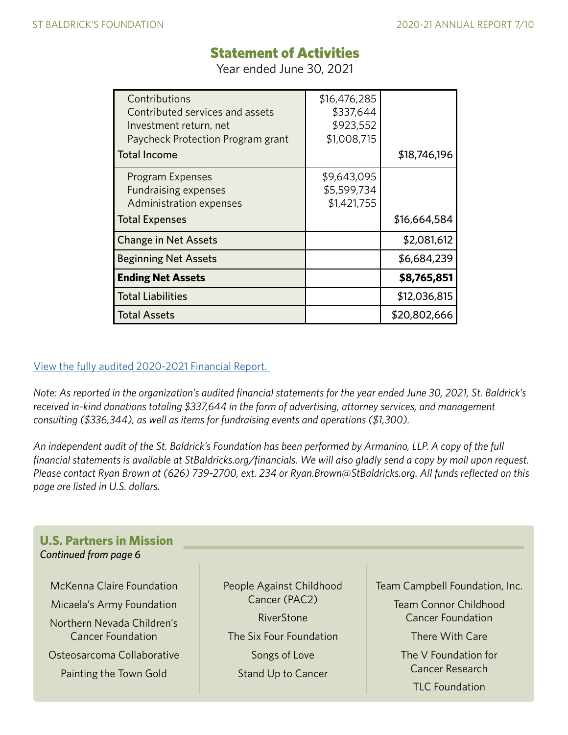## Statement of Activities

Year ended June 30, 2021

| | | |
|---|---|---|
| Contributions | $16,476,285 | |
| Contributed services and assets | $337,644 | |
| Investment return, net | $923,552 | |
| Paycheck Protection Program grant | $1,008,715 | |
| Total Income | | $18,746,196 |
| Program Expenses | $9,643,095 | |
| Fundraising expenses | $5,599,734 | |
| Administration expenses | $1,421,755 | |
| Total Expenses | | $16,664,584 |
| Change in Net Assets | | $2,081,612 |
| Beginning Net Assets | | $6,684,239 |
| **Ending Net Assets** | | **$8,765,851** |
| Total Liabilities | | $12,036,815 |
| Total Assets | | $20,802,666 |

[View the fully audited 2020-2021 Financial Report.]

*Note: As reported in the organization's audited financial statements for the year ended June 30, 2021, St. Baldrick's received in-kind donations totaling $337,644 in the form of advertising, attorney services, and management consulting ($336,344), as well as items for fundraising events and operations ($1,300).*

*An independent audit of the St. Baldrick's Foundation has been performed by Armanino, LLP. A copy of the full financial statements is available at StBaldricks.org/financials. We will also gladly send a copy by mail upon request. Please contact Ryan Brown at (626) 739-2700, ext. 234 or Ryan.Brown@StBaldricks.org. All funds reflected on this page are listed in U.S. dollars.*

### U.S. Partners in Mission

*Continued from page 6*

McKenna Claire Foundation

Micaela's Army Foundation

Northern Nevada Children's Cancer Foundation

Osteosarcoma Collaborative

Painting the Town Gold

People Against Childhood Cancer (PAC2)

RiverStone

The Six Four Foundation

Songs of Love

Stand Up to Cancer

Team Campbell Foundation, Inc.

Team Connor Childhood Cancer Foundation

There With Care

The V Foundation for Cancer Research

TLC Foundation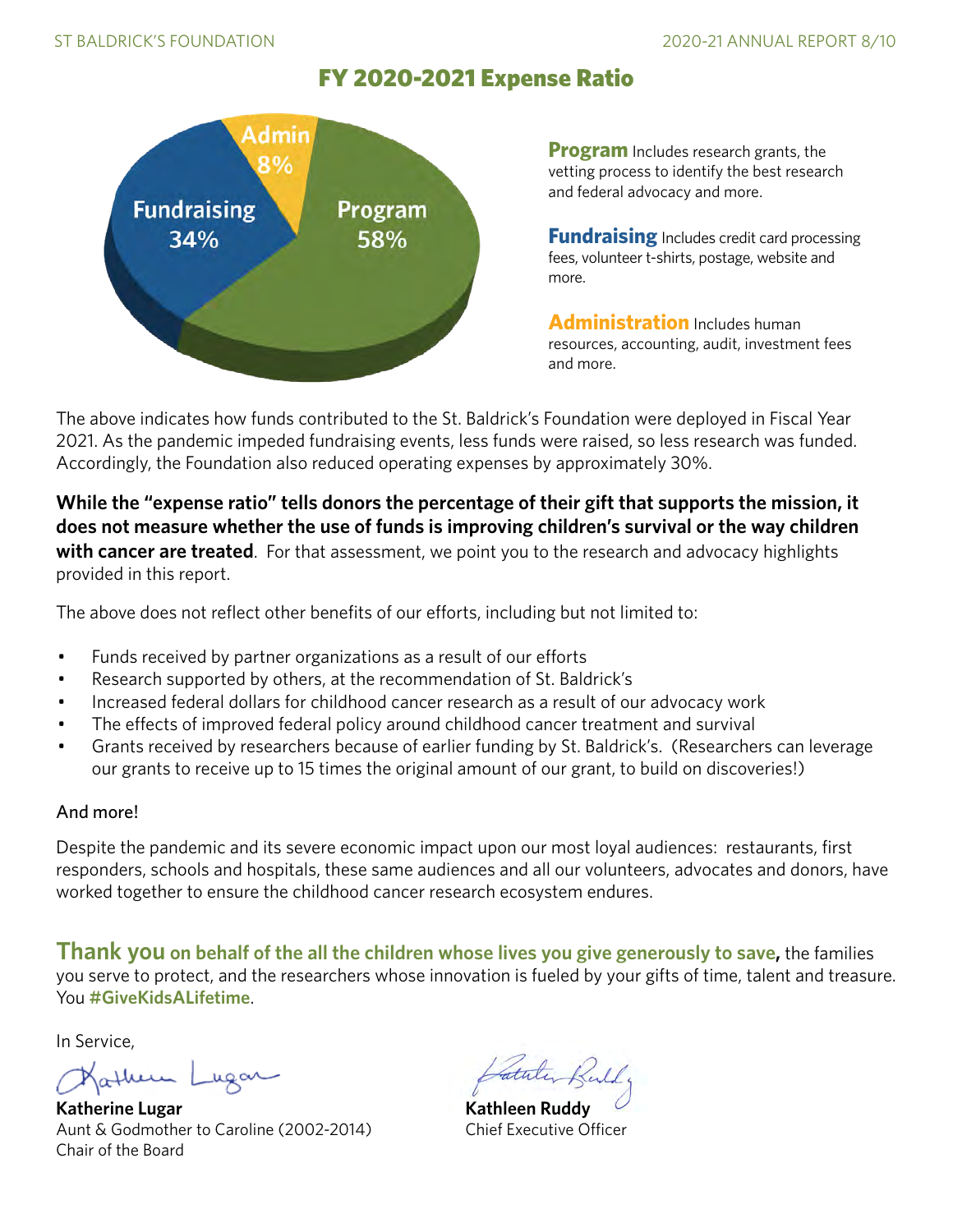## FY 2020-2021 Expense Ratio

Admin 8%

Fundraising 34%

Program 58%

**Program** Includes research grants, the vetting process to identify the best research and federal advocacy and more.

**Fundraising** Includes credit card processing fees, volunteer t-shirts, postage, website and more.

**Administration** Includes human resources, accounting, audit, investment fees and more.

The above indicates how funds contributed to the St. Baldrick's Foundation were deployed in Fiscal Year 2021. As the pandemic impeded fundraising events, less funds were raised, so less research was funded. Accordingly, the Foundation also reduced operating expenses by approximately 30%.

**While the "expense ratio" tells donors the percentage of their gift that supports the mission, it does not measure whether the use of funds is improving children's survival or the way children with cancer are treated**. For that assessment, we point you to the research and advocacy highlights provided in this report.

The above does not reflect other benefits of our efforts, including but not limited to:

- Funds received by partner organizations as a result of our efforts
- Research supported by others, at the recommendation of St. Baldrick's
- Increased federal dollars for childhood cancer research as a result of our advocacy work
- The effects of improved federal policy around childhood cancer treatment and survival
- Grants received by researchers because of earlier funding by St. Baldrick's. (Researchers can leverage our grants to receive up to 15 times the original amount of our grant, to build on discoveries!)

And more!

Despite the pandemic and its severe economic impact upon our most loyal audiences: restaurants, first responders, schools and hospitals, these same audiences and all our volunteers, advocates and donors, have worked together to ensure the childhood cancer research ecosystem endures.

**Thank you on behalf of the all the children whose lives you give generously to save,** the families you serve to protect, and the researchers whose innovation is fueled by your gifts of time, talent and treasure. You **#GiveKidsALifetime**.

In Service,

**Katherine Lugar**
Aunt & Godmother to Caroline (2002-2014)
Chair of the Board

**Kathleen Ruddy**
Chief Executive Officer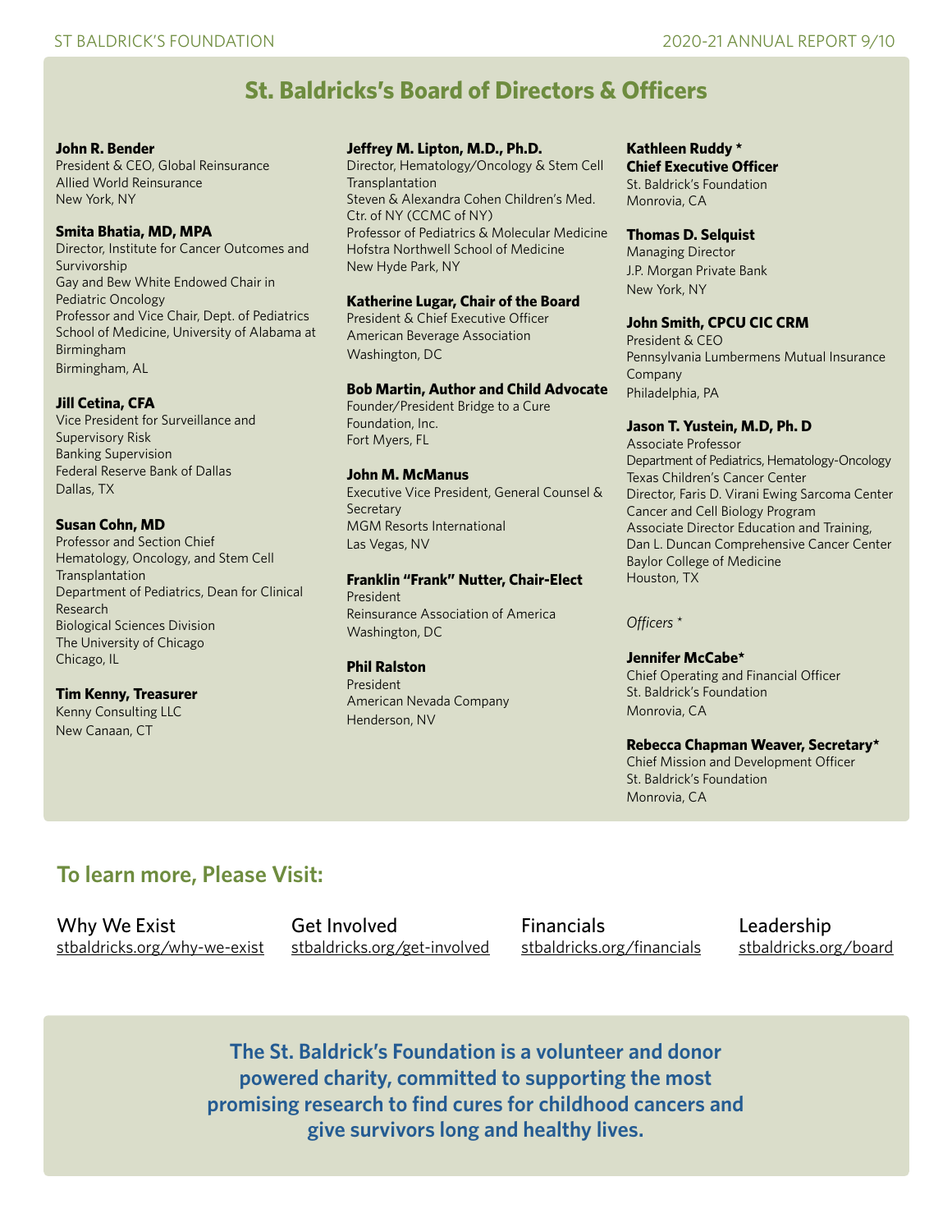## St. Baldricks's Board of Directors & Officers

**John R. Bender**
President & CEO, Global Reinsurance
Allied World Reinsurance
New York, NY

**Smita Bhatia, MD, MPA**
Director, Institute for Cancer Outcomes and Survivorship
Gay and Bew White Endowed Chair in Pediatric Oncology
Professor and Vice Chair, Dept. of Pediatrics
School of Medicine, University of Alabama at Birmingham
Birmingham, AL

**Jill Cetina, CFA**
Vice President for Surveillance and Supervisory Risk
Banking Supervision
Federal Reserve Bank of Dallas
Dallas, TX

**Susan Cohn, MD**
Professor and Section Chief
Hematology, Oncology, and Stem Cell Transplantation
Department of Pediatrics, Dean for Clinical Research
Biological Sciences Division
The University of Chicago
Chicago, IL

**Tim Kenny, Treasurer**
Kenny Consulting LLC
New Canaan, CT

**Jeffrey M. Lipton, M.D., Ph.D.**
Director, Hematology/Oncology & Stem Cell Transplantation
Steven & Alexandra Cohen Children's Med. Ctr. of NY (CCMC of NY)
Professor of Pediatrics & Molecular Medicine
Hofstra Northwell School of Medicine
New Hyde Park, NY

**Katherine Lugar, Chair of the Board**
President & Chief Executive Officer
American Beverage Association
Washington, DC

**Bob Martin, Author and Child Advocate**
Founder/President Bridge to a Cure Foundation, Inc.
Fort Myers, FL

**John M. McManus**
Executive Vice President, General Counsel & Secretary
MGM Resorts International
Las Vegas, NV

**Franklin "Frank" Nutter, Chair-Elect**
President
Reinsurance Association of America
Washington, DC

**Phil Ralston**
President
American Nevada Company
Henderson, NV

**Kathleen Ruddy ***
**Chief Executive Officer**
St. Baldrick's Foundation
Monrovia, CA

**Thomas D. Selquist**
Managing Director
J.P. Morgan Private Bank
New York, NY

**John Smith, CPCU CIC CRM**
President & CEO
Pennsylvania Lumbermens Mutual Insurance Company
Philadelphia, PA

**Jason T. Yustein, M.D, Ph. D**
Associate Professor
Department of Pediatrics, Hematology-Oncology
Texas Children's Cancer Center
Director, Faris D. Virani Ewing Sarcoma Center
Cancer and Cell Biology Program
Associate Director Education and Training, Dan L. Duncan Comprehensive Cancer Center
Baylor College of Medicine
Houston, TX

*Officers **

**Jennifer McCabe***
Chief Operating and Financial Officer
St. Baldrick's Foundation
Monrovia, CA

**Rebecca Chapman Weaver, Secretary***
Chief Mission and Development Officer
St. Baldrick's Foundation
Monrovia, CA

## To learn more, Please Visit:

Why We Exist
stbaldricks.org/why-we-exist

Get Involved
stbaldricks.org/get-involved

Financials
stbaldricks.org/financials

Leadership
stbaldricks.org/board

**The St. Baldrick's Foundation is a volunteer and donor powered charity, committed to supporting the most promising research to find cures for childhood cancers and give survivors long and healthy lives.**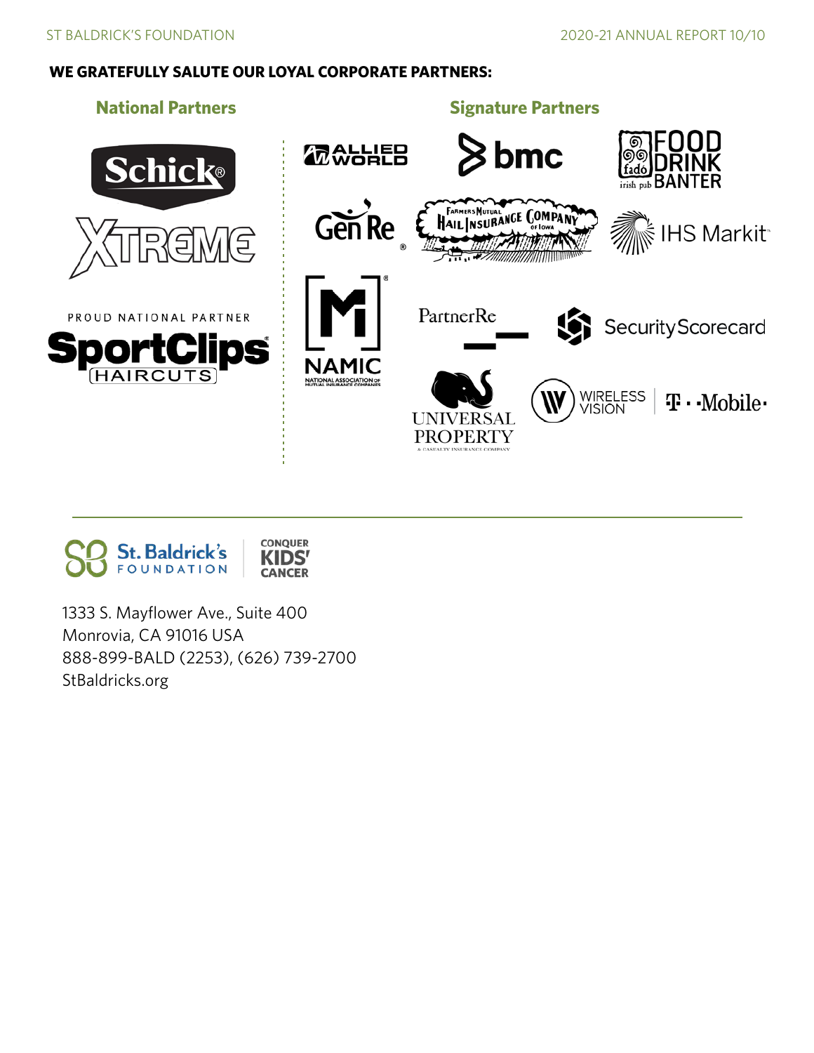**WE GRATEFULLY SALUTE OUR LOYAL CORPORATE PARTNERS:**

## National Partners

Schick Xtreme

PROUD NATIONAL PARTNER

SportClips HAIRCUTS

## Signature Partners

Allied World

bmc

Fadó Irish Pub – Food Drink Banter

Gen Re

Farmers Mutual Hail Insurance Company of Iowa

IHS Markit

NAMIC – National Association of Mutual Insurance Companies

PartnerRe

SecurityScorecard

Universal Property & Casualty Insurance Company

Wireless Vision | T-Mobile

---

St. Baldrick's Foundation — Conquer Kids' Cancer

1333 S. Mayflower Ave., Suite 400
Monrovia, CA 91016 USA
888-899-BALD (2253), (626) 739-2700
StBaldricks.org